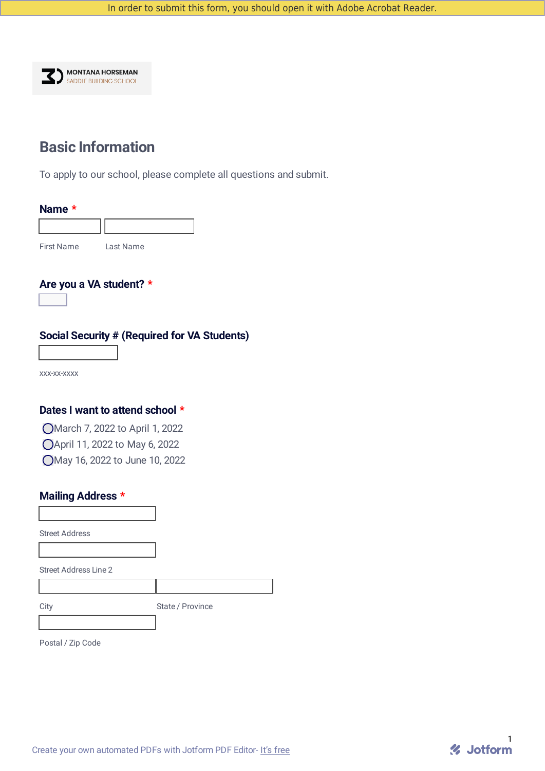In order to submit this form, you should open it with Adobe Acrobat Reader.

MONTANA HORSEMAN
SADDLE BUILDING SCHOOL

## Basic Information

To apply to our school, please complete all questions and submit.

**Name** *

First Name | Last Name

**Are you a VA student?** *

**Social Security # (Required for VA Students)**

xxx-xx-xxxx

**Dates I want to attend school** *

- March 7, 2022 to April 1, 2022
- April 11, 2022 to May 6, 2022
- May 16, 2022 to June 10, 2022

**Mailing Address** *

Street Address

Street Address Line 2

City | State / Province

Postal / Zip Code

Create your own automated PDFs with Jotform PDF Editor- It's free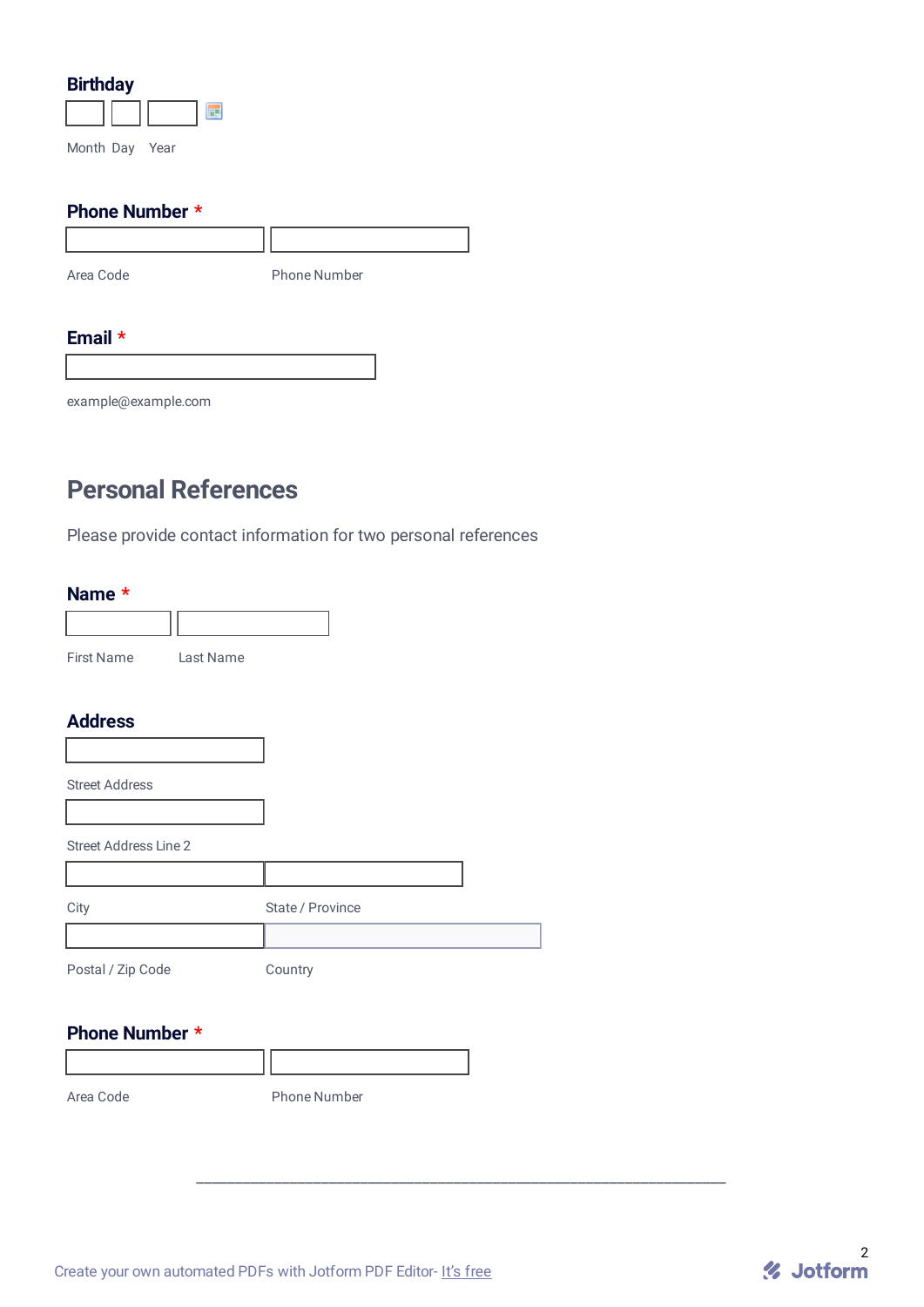**Birthday**

Month Day Year

**Phone Number** *

Area Code Phone Number

**Email** *

example@example.com

## Personal References

Please provide contact information for two personal references

**Name** *

First Name Last Name

**Address**

Street Address

Street Address Line 2

City State / Province

Postal / Zip Code Country

**Phone Number** *

Area Code Phone Number

Create your own automated PDFs with Jotform PDF Editor- It's free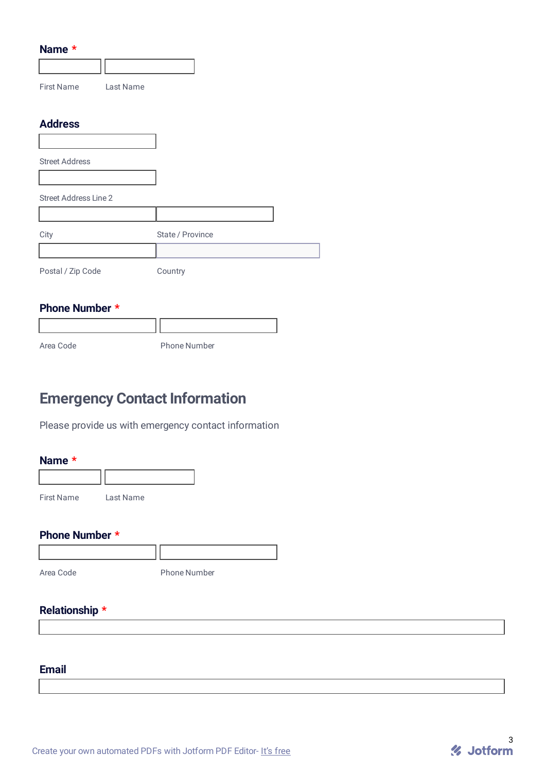**Name** *

First Name Last Name

**Address**

Street Address

Street Address Line 2

City State / Province

Postal / Zip Code Country

**Phone Number** *

Area Code Phone Number

## Emergency Contact Information

Please provide us with emergency contact information

**Name** *

First Name Last Name

**Phone Number** *

Area Code Phone Number

**Relationship** *

**Email**

Create your own automated PDFs with Jotform PDF Editor- It's free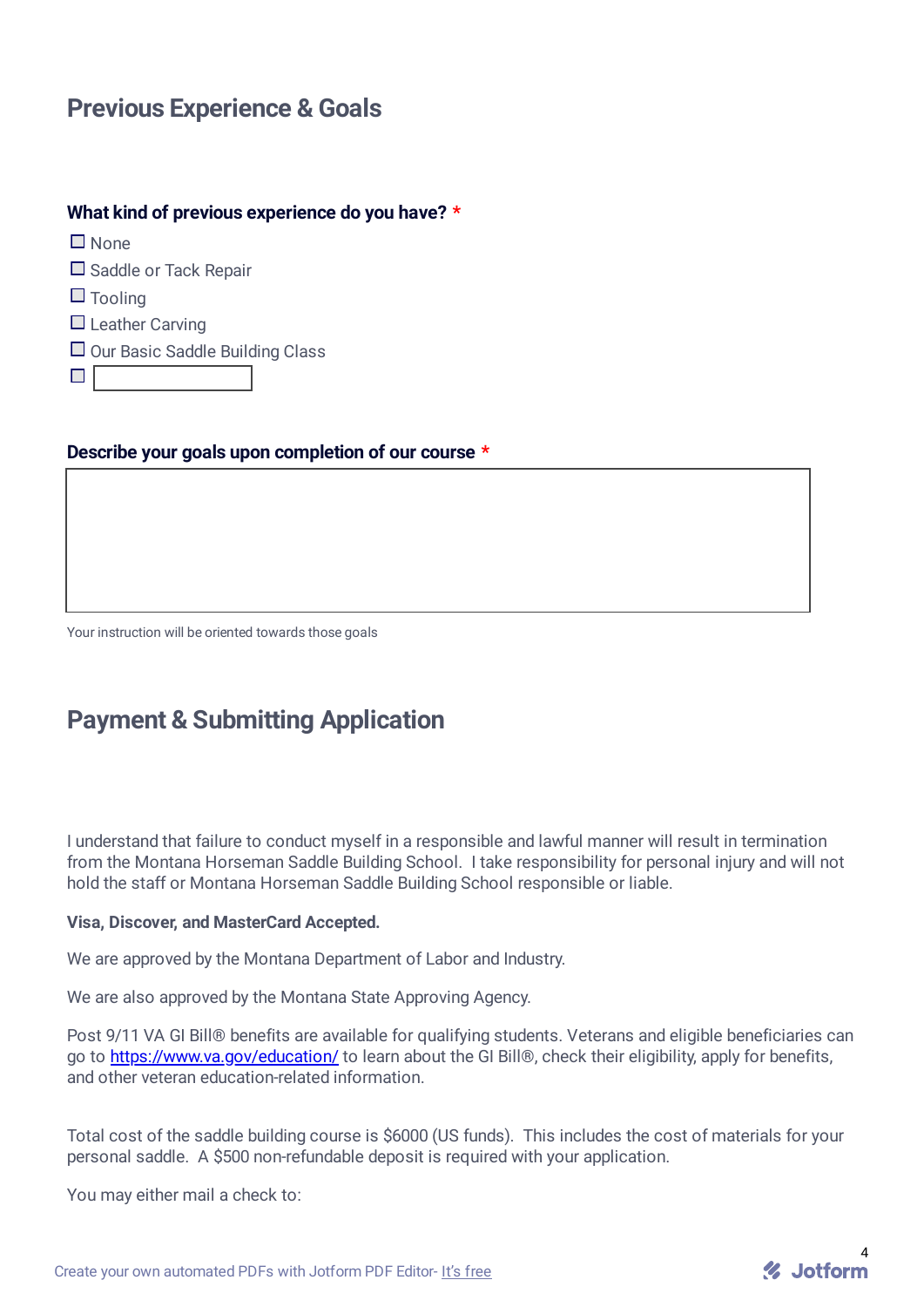## Previous Experience & Goals

**What kind of previous experience do you have?** *

- ☐ None
- ☐ Saddle or Tack Repair
- ☐ Tooling
- ☐ Leather Carving
- ☐ Our Basic Saddle Building Class
- ☐ ____________

**Describe your goals upon completion of our course** *

Your instruction will be oriented towards those goals

## Payment & Submitting Application

I understand that failure to conduct myself in a responsible and lawful manner will result in termination from the Montana Horseman Saddle Building School. I take responsibility for personal injury and will not hold the staff or Montana Horseman Saddle Building School responsible or liable.

**Visa, Discover, and MasterCard Accepted.**

We are approved by the Montana Department of Labor and Industry.

We are also approved by the Montana State Approving Agency.

Post 9/11 VA GI Bill® benefits are available for qualifying students. Veterans and eligible beneficiaries can go to https://www.va.gov/education/ to learn about the GI Bill®, check their eligibility, apply for benefits, and other veteran education-related information.

Total cost of the saddle building course is $6000 (US funds). This includes the cost of materials for your personal saddle. A $500 non-refundable deposit is required with your application.

You may either mail a check to: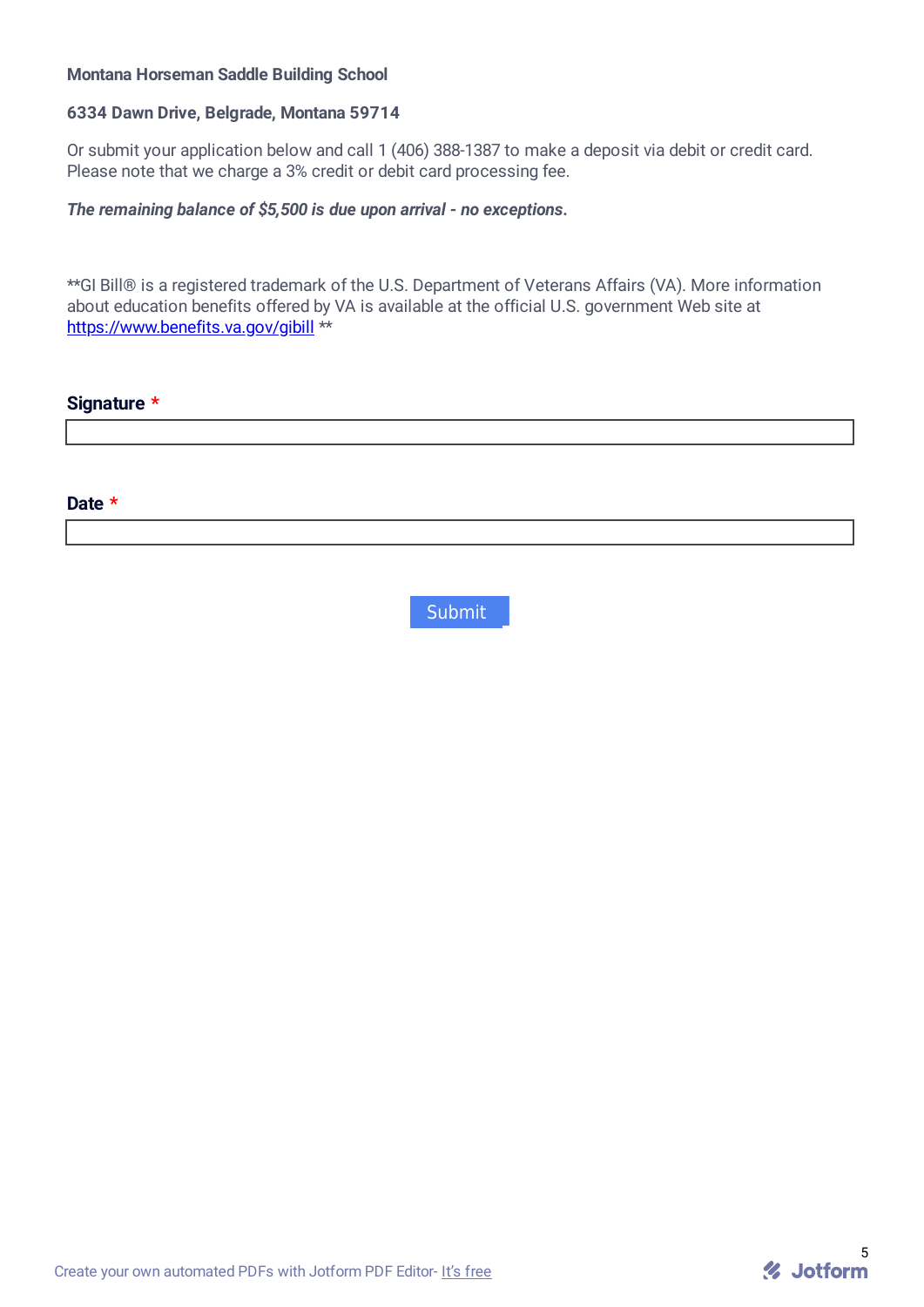**Montana Horseman Saddle Building School**

**6334 Dawn Drive, Belgrade, Montana 59714**

Or submit your application below and call 1 (406) 388-1387 to make a deposit via debit or credit card. Please note that we charge a 3% credit or debit card processing fee.

***The remaining balance of $5,500 is due upon arrival - no exceptions.***

**GI Bill® is a registered trademark of the U.S. Department of Veterans Affairs (VA). More information about education benefits offered by VA is available at the official U.S. government Web site at [https://www.benefits.va.gov/gibill](https://www.benefits.va.gov/gibill) **

**Signature** *

**Date** *

Submit